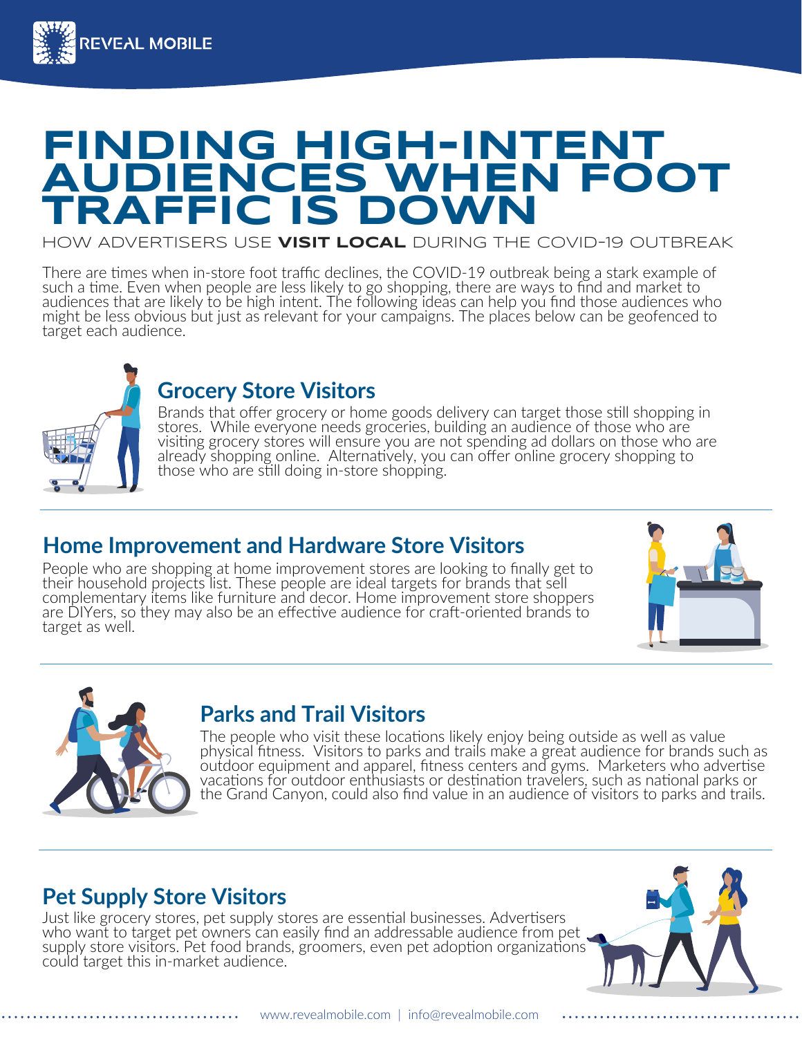REVEAL MOBILE

# FINDING HIGH-INTENT AUDIENCES WHEN FOOT TRAFFIC IS DOWN

HOW ADVERTISERS USE **VISIT LOCAL** DURING THE COVID-19 OUTBREAK

There are times when in-store foot traffic declines, the COVID-19 outbreak being a stark example of such a time. Even when people are less likely to go shopping, there are ways to find and market to audiences that are likely to be high intent. The following ideas can help you find those audiences who might be less obvious but just as relevant for your campaigns. The places below can be geofenced to target each audience.

## Grocery Store Visitors

Brands that offer grocery or home goods delivery can target those still shopping in stores. While everyone needs groceries, building an audience of those who are visiting grocery stores will ensure you are not spending ad dollars on those who are already shopping online. Alternatively, you can offer online grocery shopping to those who are still doing in-store shopping.

## Home Improvement and Hardware Store Visitors

People who are shopping at home improvement stores are looking to finally get to their household projects list. These people are ideal targets for brands that sell complementary items like furniture and decor. Home improvement store shoppers are DIYers, so they may also be an effective audience for craft-oriented brands to target as well.

## Parks and Trail Visitors

The people who visit these locations likely enjoy being outside as well as value physical fitness. Visitors to parks and trails make a great audience for brands such as outdoor equipment and apparel, fitness centers and gyms. Marketers who advertise vacations for outdoor enthusiasts or destination travelers, such as national parks or the Grand Canyon, could also find value in an audience of visitors to parks and trails.

## Pet Supply Store Visitors

Just like grocery stores, pet supply stores are essential businesses. Advertisers who want to target pet owners can easily find an addressable audience from pet supply store visitors. Pet food brands, groomers, even pet adoption organizations could target this in-market audience.

www.revealmobile.com | info@revealmobile.com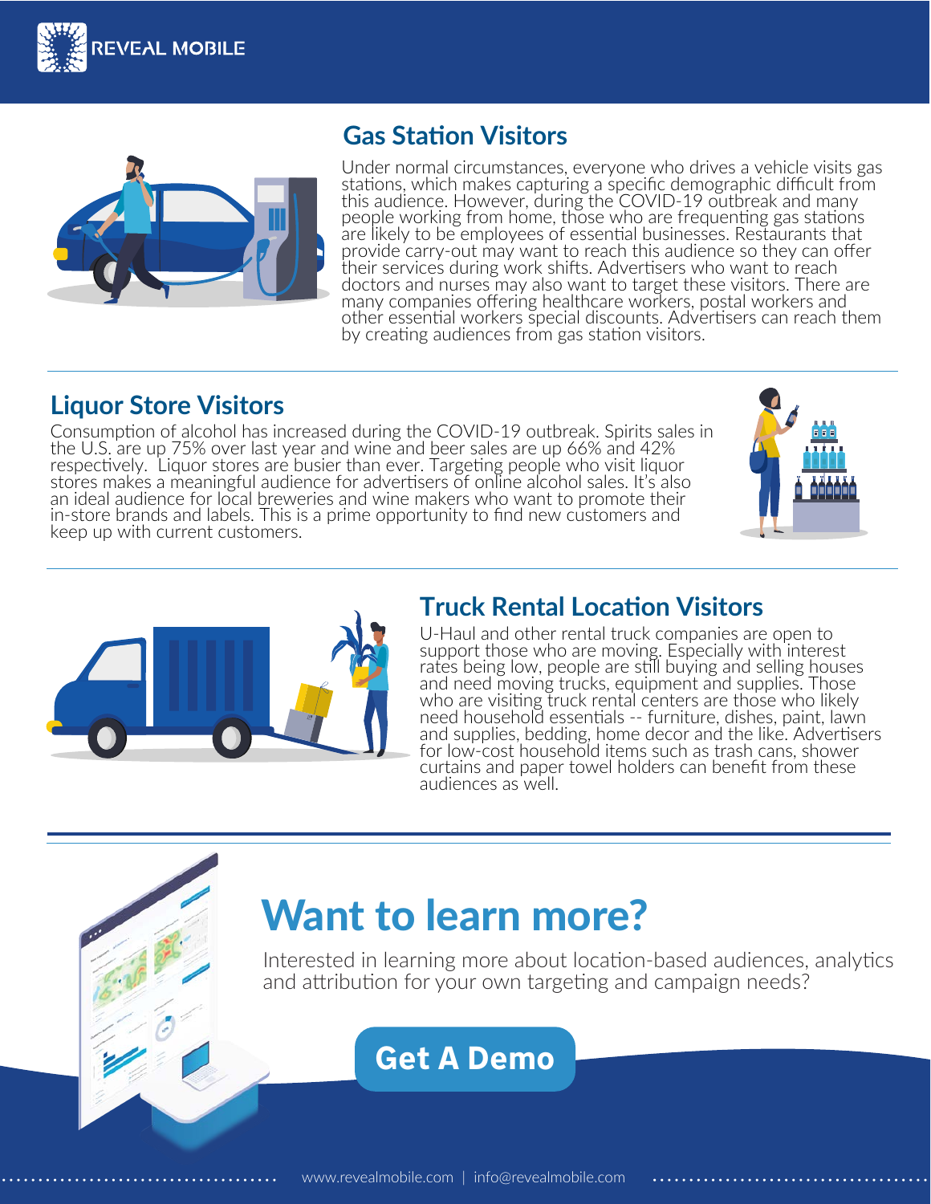## Gas Station Visitors

Under normal circumstances, everyone who drives a vehicle visits gas stations, which makes capturing a specific demographic difficult from this audience. However, during the COVID-19 outbreak and many people working from home, those who are frequenting gas stations are likely to be employees of essential businesses. Restaurants that provide carry-out may want to reach this audience so they can offer their services during work shifts. Advertisers who want to reach doctors and nurses may also want to target these visitors. There are many companies offering healthcare workers, postal workers and other essential workers special discounts. Advertisers can reach them by creating audiences from gas station visitors.

## Liquor Store Visitors

Consumption of alcohol has increased during the COVID-19 outbreak. Spirits sales in the U.S. are up 75% over last year and wine and beer sales are up 66% and 42% respectively. Liquor stores are busier than ever. Targeting people who visit liquor stores makes a meaningful audience for advertisers of online alcohol sales. It's also an ideal audience for local breweries and wine makers who want to promote their in-store brands and labels. This is a prime opportunity to find new customers and keep up with current customers.

## Truck Rental Location Visitors

U-Haul and other rental truck companies are open to support those who are moving. Especially with interest rates being low, people are still buying and selling houses and need moving trucks, equipment and supplies. Those who are visiting truck rental centers are those who likely need household essentials -- furniture, dishes, paint, lawn and supplies, bedding, home decor and the like. Advertisers for low-cost household items such as trash cans, shower curtains and paper towel holders can benefit from these audiences as well.

# Want to learn more?

Interested in learning more about location-based audiences, analytics and attribution for your own targeting and campaign needs?

**Get A Demo**

www.revealmobile.com | info@revealmobile.com